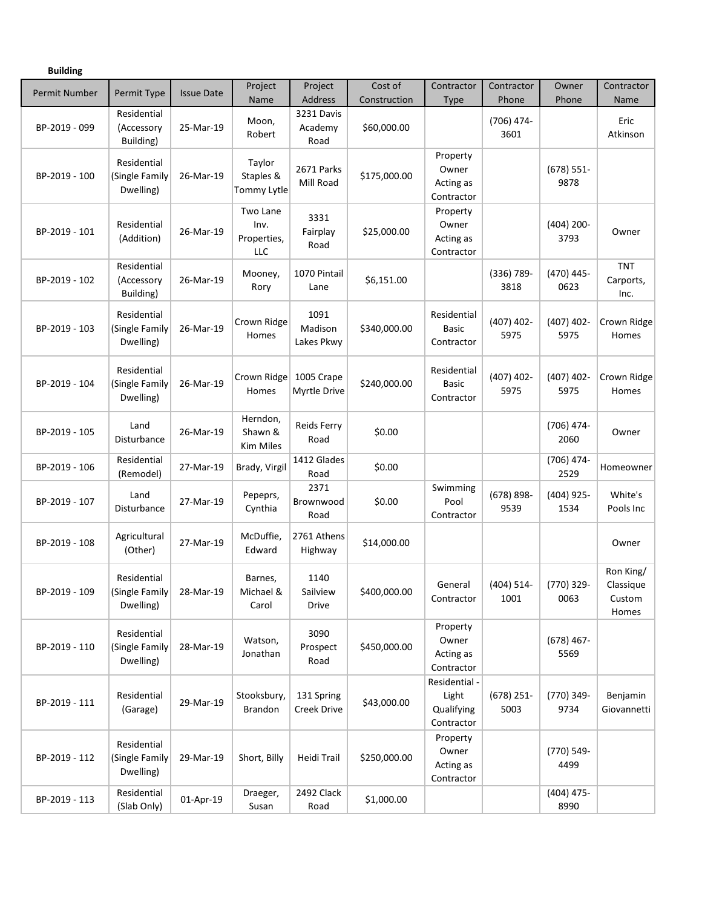**Building**

| Permit Number | Permit Type | Issue Date | Project Name | Project Address | Cost of Construction | Contractor Type | Contractor Phone | Owner Phone | Contractor Name |
|---|---|---|---|---|---|---|---|---|---|
| BP-2019 - 099 | Residential (Accessory Building) | 25-Mar-19 | Moon, Robert | 3231 Davis Academy Road | $60,000.00 | | (706) 474-3601 | | Eric Atkinson |
| BP-2019 - 100 | Residential (Single Family Dwelling) | 26-Mar-19 | Taylor Staples & Tommy Lytle | 2671 Parks Mill Road | $175,000.00 | Property Owner Acting as Contractor | | (678) 551-9878 | |
| BP-2019 - 101 | Residential (Addition) | 26-Mar-19 | Two Lane Inv. Properties, LLC | 3331 Fairplay Road | $25,000.00 | Property Owner Acting as Contractor | | (404) 200-3793 | Owner |
| BP-2019 - 102 | Residential (Accessory Building) | 26-Mar-19 | Mooney, Rory | 1070 Pintail Lane | $6,151.00 | | (336) 789-3818 | (470) 445-0623 | TNT Carports, Inc. |
| BP-2019 - 103 | Residential (Single Family Dwelling) | 26-Mar-19 | Crown Ridge Homes | 1091 Madison Lakes Pkwy | $340,000.00 | Residential Basic Contractor | (407) 402-5975 | (407) 402-5975 | Crown Ridge Homes |
| BP-2019 - 104 | Residential (Single Family Dwelling) | 26-Mar-19 | Crown Ridge Homes | 1005 Crape Myrtle Drive | $240,000.00 | Residential Basic Contractor | (407) 402-5975 | (407) 402-5975 | Crown Ridge Homes |
| BP-2019 - 105 | Land Disturbance | 26-Mar-19 | Herndon, Shawn & Kim Miles | Reids Ferry Road | $0.00 | | | (706) 474-2060 | Owner |
| BP-2019 - 106 | Residential (Remodel) | 27-Mar-19 | Brady, Virgil | 1412 Glades Road | $0.00 | | | (706) 474-2529 | Homeowner |
| BP-2019 - 107 | Land Disturbance | 27-Mar-19 | Pepeprs, Cynthia | 2371 Brownwood Road | $0.00 | Swimming Pool Contractor | (678) 898-9539 | (404) 925-1534 | White's Pools Inc |
| BP-2019 - 108 | Agricultural (Other) | 27-Mar-19 | McDuffie, Edward | 2761 Athens Highway | $14,000.00 | | | | Owner |
| BP-2019 - 109 | Residential (Single Family Dwelling) | 28-Mar-19 | Barnes, Michael & Carol | 1140 Sailview Drive | $400,000.00 | General Contractor | (404) 514-1001 | (770) 329-0063 | Ron King/ Classique Custom Homes |
| BP-2019 - 110 | Residential (Single Family Dwelling) | 28-Mar-19 | Watson, Jonathan | 3090 Prospect Road | $450,000.00 | Property Owner Acting as Contractor | | (678) 467-5569 | |
| BP-2019 - 111 | Residential (Garage) | 29-Mar-19 | Stooksbury, Brandon | 131 Spring Creek Drive | $43,000.00 | Residential - Light Qualifying Contractor | (678) 251-5003 | (770) 349-9734 | Benjamin Giovannetti |
| BP-2019 - 112 | Residential (Single Family Dwelling) | 29-Mar-19 | Short, Billy | Heidi Trail | $250,000.00 | Property Owner Acting as Contractor | | (770) 549-4499 | |
| BP-2019 - 113 | Residential (Slab Only) | 01-Apr-19 | Draeger, Susan | 2492 Clack Road | $1,000.00 | | | (404) 475-8990 | |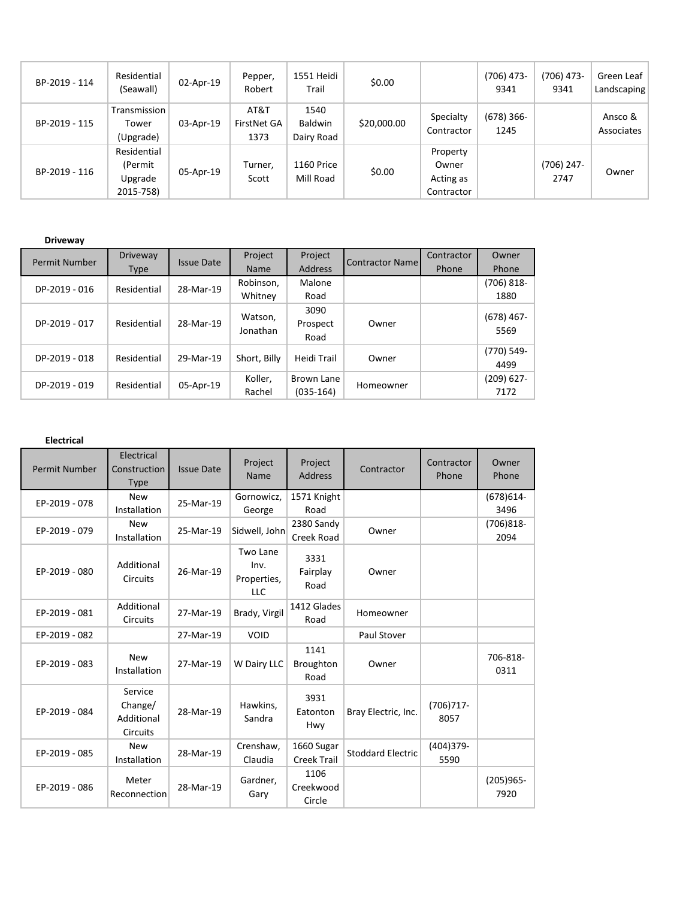| | | | | | | | | | |
|---|---|---|---|---|---|---|---|---|---|
| BP-2019 - 114 | Residential (Seawall) | 02-Apr-19 | Pepper, Robert | 1551 Heidi Trail | $0.00 | | (706) 473-9341 | (706) 473-9341 | Green Leaf Landscaping |
| BP-2019 - 115 | Transmission Tower (Upgrade) | 03-Apr-19 | AT&T FirstNet GA 1373 | 1540 Baldwin Dairy Road | $20,000.00 | Specialty Contractor | (678) 366-1245 | | Ansco & Associates |
| BP-2019 - 116 | Residential (Permit Upgrade 2015-758) | 05-Apr-19 | Turner, Scott | 1160 Price Mill Road | $0.00 | Property Owner Acting as Contractor | | (706) 247-2747 | Owner |

**Driveway**

| Permit Number | Driveway Type | Issue Date | Project Name | Project Address | Contractor Name | Contractor Phone | Owner Phone |
|---|---|---|---|---|---|---|---|
| DP-2019 - 016 | Residential | 28-Mar-19 | Robinson, Whitney | Malone Road | | | (706) 818-1880 |
| DP-2019 - 017 | Residential | 28-Mar-19 | Watson, Jonathan | 3090 Prospect Road | Owner | | (678) 467-5569 |
| DP-2019 - 018 | Residential | 29-Mar-19 | Short, Billy | Heidi Trail | Owner | | (770) 549-4499 |
| DP-2019 - 019 | Residential | 05-Apr-19 | Koller, Rachel | Brown Lane (035-164) | Homeowner | | (209) 627-7172 |

**Electrical**

| Permit Number | Electrical Construction Type | Issue Date | Project Name | Project Address | Contractor | Contractor Phone | Owner Phone |
|---|---|---|---|---|---|---|---|
| EP-2019 - 078 | New Installation | 25-Mar-19 | Gornowicz, George | 1571 Knight Road | | | (678)614-3496 |
| EP-2019 - 079 | New Installation | 25-Mar-19 | Sidwell, John | 2380 Sandy Creek Road | Owner | | (706)818-2094 |
| EP-2019 - 080 | Additional Circuits | 26-Mar-19 | Two Lane Inv. Properties, LLC | 3331 Fairplay Road | Owner | | |
| EP-2019 - 081 | Additional Circuits | 27-Mar-19 | Brady, Virgil | 1412 Glades Road | Homeowner | | |
| EP-2019 - 082 | | 27-Mar-19 | VOID | | Paul Stover | | |
| EP-2019 - 083 | New Installation | 27-Mar-19 | W Dairy LLC | 1141 Broughton Road | Owner | | 706-818-0311 |
| EP-2019 - 084 | Service Change/ Additional Circuits | 28-Mar-19 | Hawkins, Sandra | 3931 Eatonton Hwy | Bray Electric, Inc. | (706)717-8057 | |
| EP-2019 - 085 | New Installation | 28-Mar-19 | Crenshaw, Claudia | 1660 Sugar Creek Trail | Stoddard Electric | (404)379-5590 | |
| EP-2019 - 086 | Meter Reconnection | 28-Mar-19 | Gardner, Gary | 1106 Creekwood Circle | | | (205)965-7920 |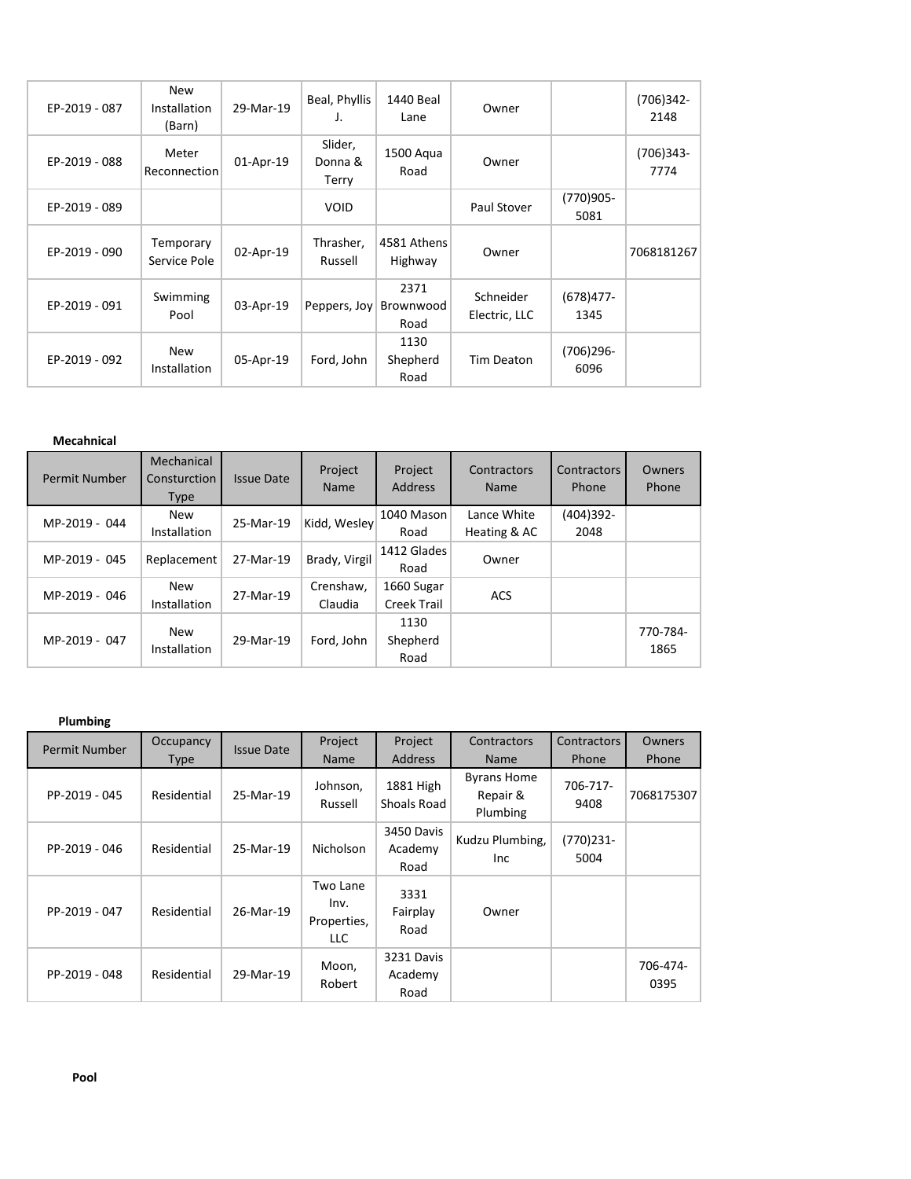| Permit Number | Type | Issue Date | Project Name | Project Address | Contractors Name | Contractors Phone | Owners Phone |
|---|---|---|---|---|---|---|---|
| EP-2019 - 087 | New Installation (Barn) | 29-Mar-19 | Beal, Phyllis J. | 1440 Beal Lane | Owner | | (706)342-2148 |
| EP-2019 - 088 | Meter Reconnection | 01-Apr-19 | Slider, Donna & Terry | 1500 Aqua Road | Owner | | (706)343-7774 |
| EP-2019 - 089 | | | VOID | | Paul Stover | (770)905-5081 | |
| EP-2019 - 090 | Temporary Service Pole | 02-Apr-19 | Thrasher, Russell | 4581 Athens Highway | Owner | | 7068181267 |
| EP-2019 - 091 | Swimming Pool | 03-Apr-19 | Peppers, Joy | 2371 Brownwood Road | Schneider Electric, LLC | (678)477-1345 | |
| EP-2019 - 092 | New Installation | 05-Apr-19 | Ford, John | 1130 Shepherd Road | Tim Deaton | (706)296-6096 | |

**Mecahnical**

| Permit Number | Mechanical Consturction Type | Issue Date | Project Name | Project Address | Contractors Name | Contractors Phone | Owners Phone |
|---|---|---|---|---|---|---|---|
| MP-2019 - 044 | New Installation | 25-Mar-19 | Kidd, Wesley | 1040 Mason Road | Lance White Heating & AC | (404)392-2048 | |
| MP-2019 - 045 | Replacement | 27-Mar-19 | Brady, Virgil | 1412 Glades Road | Owner | | |
| MP-2019 - 046 | New Installation | 27-Mar-19 | Crenshaw, Claudia | 1660 Sugar Creek Trail | ACS | | |
| MP-2019 - 047 | New Installation | 29-Mar-19 | Ford, John | 1130 Shepherd Road | | | 770-784-1865 |

**Plumbing**

| Permit Number | Occupancy Type | Issue Date | Project Name | Project Address | Contractors Name | Contractors Phone | Owners Phone |
|---|---|---|---|---|---|---|---|
| PP-2019 - 045 | Residential | 25-Mar-19 | Johnson, Russell | 1881 High Shoals Road | Byrans Home Repair & Plumbing | 706-717-9408 | 7068175307 |
| PP-2019 - 046 | Residential | 25-Mar-19 | Nicholson | 3450 Davis Academy Road | Kudzu Plumbing, Inc | (770)231-5004 | |
| PP-2019 - 047 | Residential | 26-Mar-19 | Two Lane Inv. Properties, LLC | 3331 Fairplay Road | Owner | | |
| PP-2019 - 048 | Residential | 29-Mar-19 | Moon, Robert | 3231 Davis Academy Road | | | 706-474-0395 |

**Pool**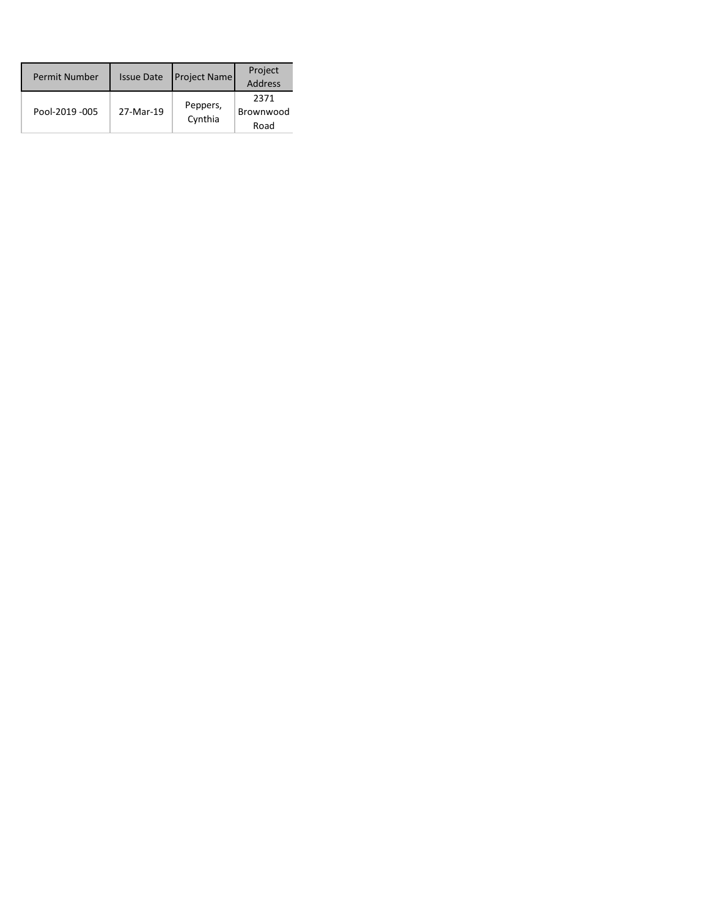| Permit Number | Issue Date | Project Name | Project Address |
|---|---|---|---|
| Pool-2019 -005 | 27-Mar-19 | Peppers, Cynthia | 2371 Brownwood Road |